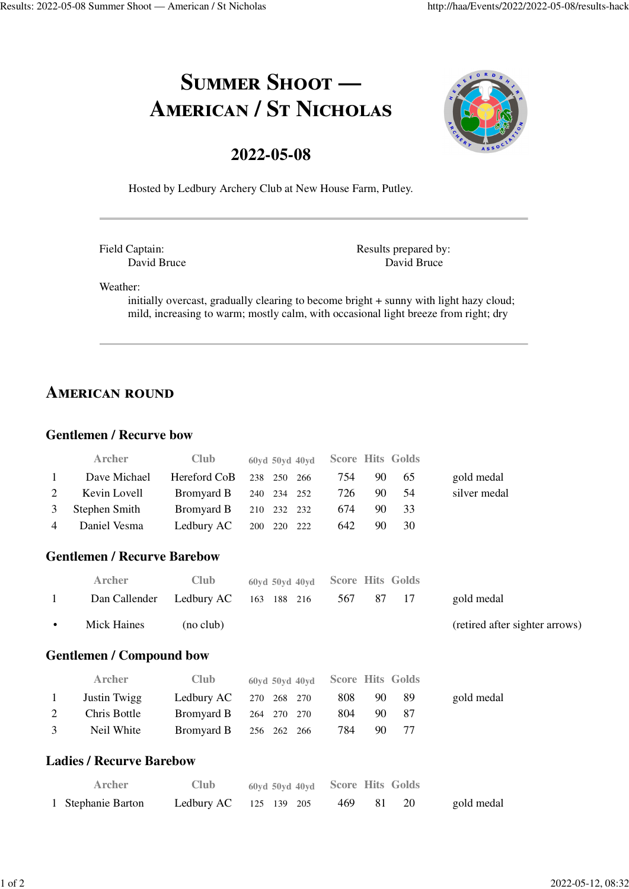# Summer Shoot — American / St Nicholas

## 2022-05-08

Hosted by Ledbury Archery Club at New House Farm, Putley.

---

Field Captain:
David Bruce

Results prepared by:
David Bruce

Weather:
initially overcast, gradually clearing to become bright + sunny with light hazy cloud; mild, increasing to warm; mostly calm, with occasional light breeze from right; dry

---

## American round

### Gentlemen / Recurve bow

| | Archer | Club | 60yd | 50yd | 40yd | Score | Hits | Golds | |
|---|---|---|---|---|---|---|---|---|---|
| 1 | Dave Michael | Hereford CoB | 238 | 250 | 266 | 754 | 90 | 65 | gold medal |
| 2 | Kevin Lovell | Bromyard B | 240 | 234 | 252 | 726 | 90 | 54 | silver medal |
| 3 | Stephen Smith | Bromyard B | 210 | 232 | 232 | 674 | 90 | 33 | |
| 4 | Daniel Vesma | Ledbury AC | 200 | 220 | 222 | 642 | 90 | 30 | |

### Gentlemen / Recurve Barebow

| | Archer | Club | 60yd | 50yd | 40yd | Score | Hits | Golds | |
|---|---|---|---|---|---|---|---|---|---|
| 1 | Dan Callender | Ledbury AC | 163 | 188 | 216 | 567 | 87 | 17 | gold medal |
| • | Mick Haines | (no club) | | | | | | | (retired after sighter arrows) |

### Gentlemen / Compound bow

| | Archer | Club | 60yd | 50yd | 40yd | Score | Hits | Golds | |
|---|---|---|---|---|---|---|---|---|---|
| 1 | Justin Twigg | Ledbury AC | 270 | 268 | 270 | 808 | 90 | 89 | gold medal |
| 2 | Chris Bottle | Bromyard B | 264 | 270 | 270 | 804 | 90 | 87 | |
| 3 | Neil White | Bromyard B | 256 | 262 | 266 | 784 | 90 | 77 | |

### Ladies / Recurve Barebow

| | Archer | Club | 60yd | 50yd | 40yd | Score | Hits | Golds | |
|---|---|---|---|---|---|---|---|---|---|
| 1 | Stephanie Barton | Ledbury AC | 125 | 139 | 205 | 469 | 81 | 20 | gold medal |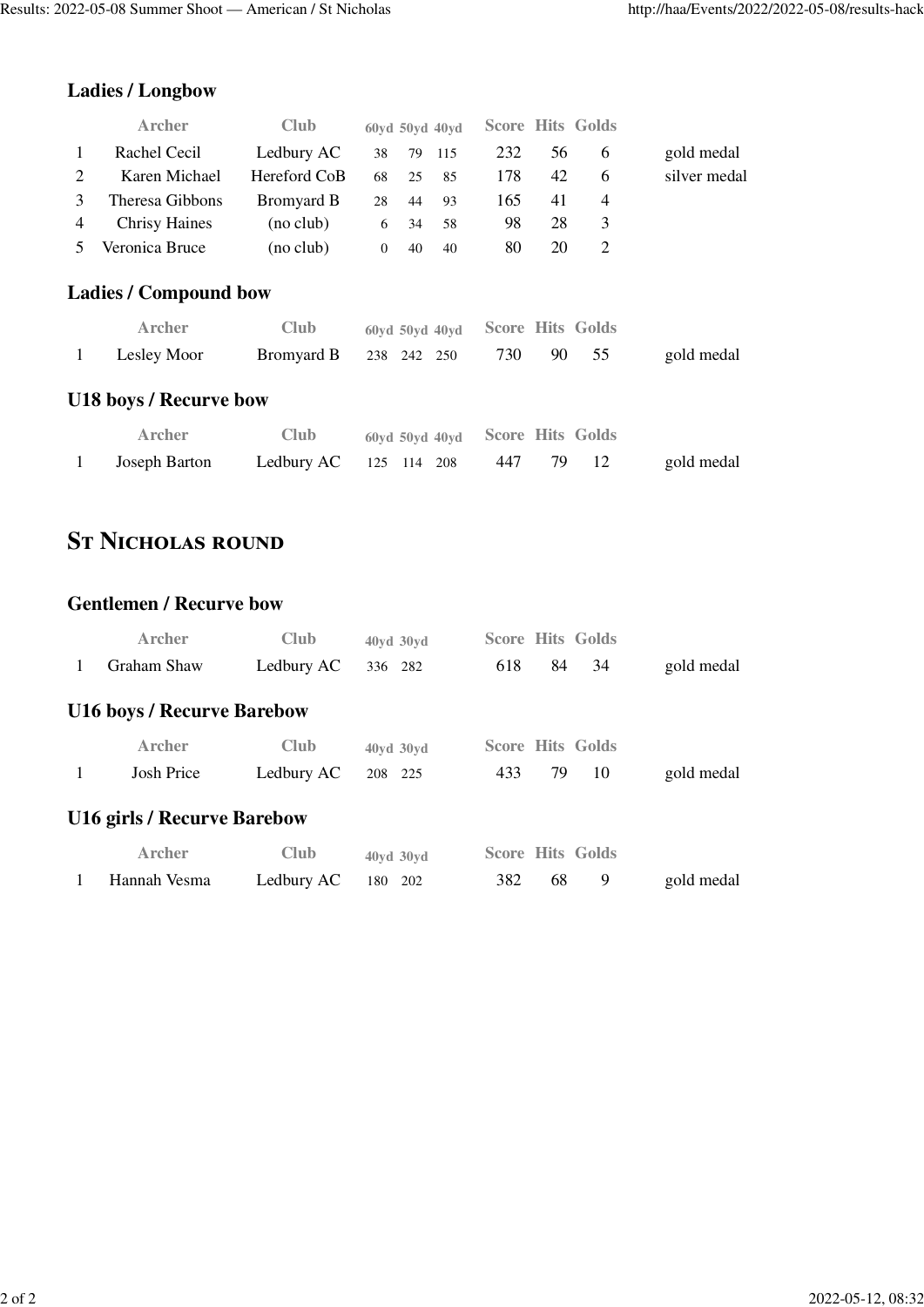### Ladies / Longbow

| | Archer | Club | 60yd | 50yd | 40yd | Score | Hits | Golds | |
|---|---|---|---|---|---|---|---|---|---|
| 1 | Rachel Cecil | Ledbury AC | 38 | 79 | 115 | 232 | 56 | 6 | gold medal |
| 2 | Karen Michael | Hereford CoB | 68 | 25 | 85 | 178 | 42 | 6 | silver medal |
| 3 | Theresa Gibbons | Bromyard B | 28 | 44 | 93 | 165 | 41 | 4 | |
| 4 | Chrisy Haines | (no club) | 6 | 34 | 58 | 98 | 28 | 3 | |
| 5 | Veronica Bruce | (no club) | 0 | 40 | 40 | 80 | 20 | 2 | |

### Ladies / Compound bow

| | Archer | Club | 60yd | 50yd | 40yd | Score | Hits | Golds | |
|---|---|---|---|---|---|---|---|---|---|
| 1 | Lesley Moor | Bromyard B | 238 | 242 | 250 | 730 | 90 | 55 | gold medal |

### U18 boys / Recurve bow

| | Archer | Club | 60yd | 50yd | 40yd | Score | Hits | Golds | |
|---|---|---|---|---|---|---|---|---|---|
| 1 | Joseph Barton | Ledbury AC | 125 | 114 | 208 | 447 | 79 | 12 | gold medal |

## St Nicholas round

### Gentlemen / Recurve bow

| | Archer | Club | 40yd | 30yd | Score | Hits | Golds | |
|---|---|---|---|---|---|---|---|---|
| 1 | Graham Shaw | Ledbury AC | 336 | 282 | 618 | 84 | 34 | gold medal |

### U16 boys / Recurve Barebow

| | Archer | Club | 40yd | 30yd | Score | Hits | Golds | |
|---|---|---|---|---|---|---|---|---|
| 1 | Josh Price | Ledbury AC | 208 | 225 | 433 | 79 | 10 | gold medal |

### U16 girls / Recurve Barebow

| | Archer | Club | 40yd | 30yd | Score | Hits | Golds | |
|---|---|---|---|---|---|---|---|---|
| 1 | Hannah Vesma | Ledbury AC | 180 | 202 | 382 | 68 | 9 | gold medal |